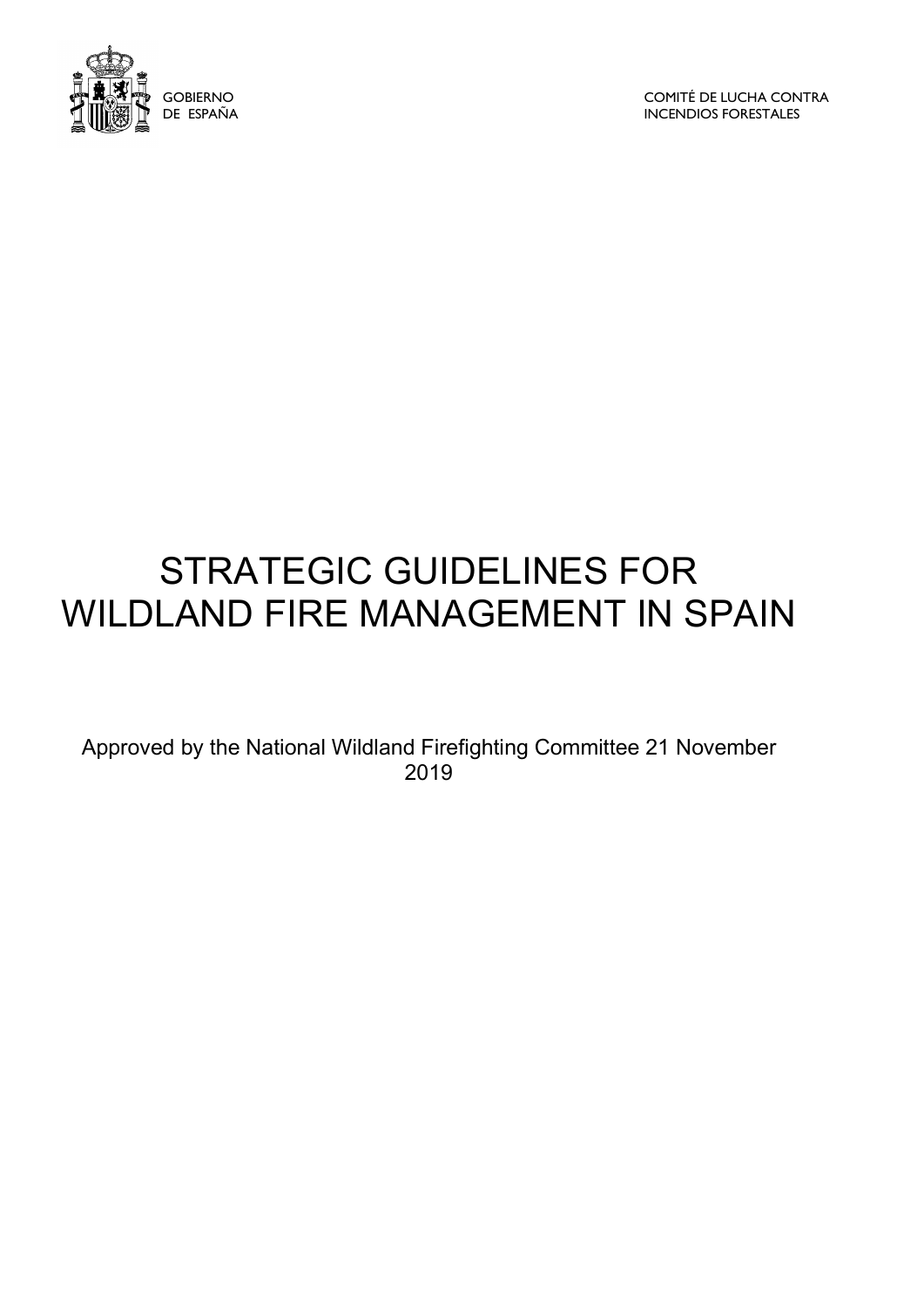GOBIERNO DE ESPAÑA

COMITÉ DE LUCHA CONTRA INCENDIOS FORESTALES

# STRATEGIC GUIDELINES FOR WILDLAND FIRE MANAGEMENT IN SPAIN

Approved by the National Wildland Firefighting Committee 21 November 2019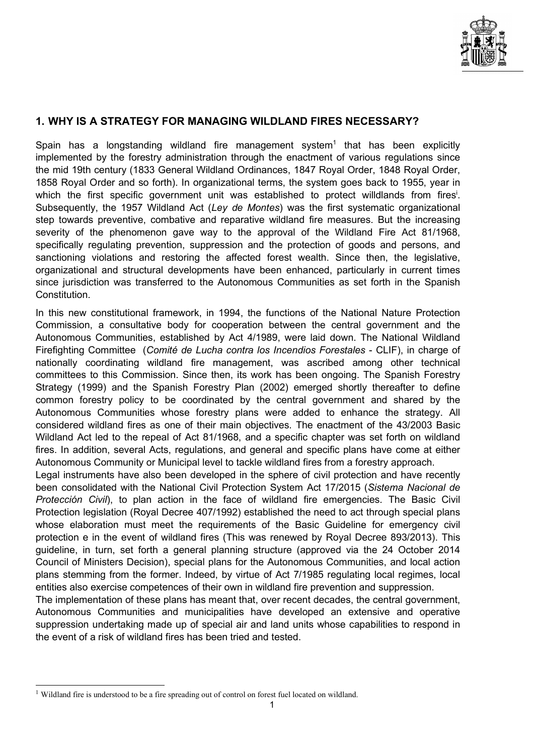## 1. WHY IS A STRATEGY FOR MANAGING WILDLAND FIRES NECESSARY?

Spain has a longstanding wildland fire management system[1] that has been explicitly implemented by the forestry administration through the enactment of various regulations since the mid 19th century (1833 General Wildland Ordinances, 1847 Royal Order, 1848 Royal Order, 1858 Royal Order and so forth). In organizational terms, the system goes back to 1955, year in which the first specific government unit was established to protect willdlands from fires[i]. Subsequently, the 1957 Wildland Act (*Ley de Montes*) was the first systematic organizational step towards preventive, combative and reparative wildland fire measures. But the increasing severity of the phenomenon gave way to the approval of the Wildland Fire Act 81/1968, specifically regulating prevention, suppression and the protection of goods and persons, and sanctioning violations and restoring the affected forest wealth. Since then, the legislative, organizational and structural developments have been enhanced, particularly in current times since jurisdiction was transferred to the Autonomous Communities as set forth in the Spanish Constitution.

In this new constitutional framework, in 1994, the functions of the National Nature Protection Commission, a consultative body for cooperation between the central government and the Autonomous Communities, established by Act 4/1989, were laid down. The National Wildland Firefighting Committee (*Comité de Lucha contra los Incendios Forestales* - CLIF), in charge of nationally coordinating wildland fire management, was ascribed among other technical committees to this Commission. Since then, its work has been ongoing. The Spanish Forestry Strategy (1999) and the Spanish Forestry Plan (2002) emerged shortly thereafter to define common forestry policy to be coordinated by the central government and shared by the Autonomous Communities whose forestry plans were added to enhance the strategy. All considered wildland fires as one of their main objectives. The enactment of the 43/2003 Basic Wildland Act led to the repeal of Act 81/1968, and a specific chapter was set forth on wildland fires. In addition, several Acts, regulations, and general and specific plans have come at either Autonomous Community or Municipal level to tackle wildland fires from a forestry approach.

Legal instruments have also been developed in the sphere of civil protection and have recently been consolidated with the National Civil Protection System Act 17/2015 (*Sistema Nacional de Protección Civil*), to plan action in the face of wildland fire emergencies. The Basic Civil Protection legislation (Royal Decree 407/1992) established the need to act through special plans whose elaboration must meet the requirements of the Basic Guideline for emergency civil protection e in the event of wildland fires (This was renewed by Royal Decree 893/2013). This guideline, in turn, set forth a general planning structure (approved via the 24 October 2014 Council of Ministers Decision), special plans for the Autonomous Communities, and local action plans stemming from the former. Indeed, by virtue of Act 7/1985 regulating local regimes, local entities also exercise competences of their own in wildland fire prevention and suppression.

The implementation of these plans has meant that, over recent decades, the central government, Autonomous Communities and municipalities have developed an extensive and operative suppression undertaking made up of special air and land units whose capabilities to respond in the event of a risk of wildland fires has been tried and tested.

[1] Wildland fire is understood to be a fire spreading out of control on forest fuel located on wildland.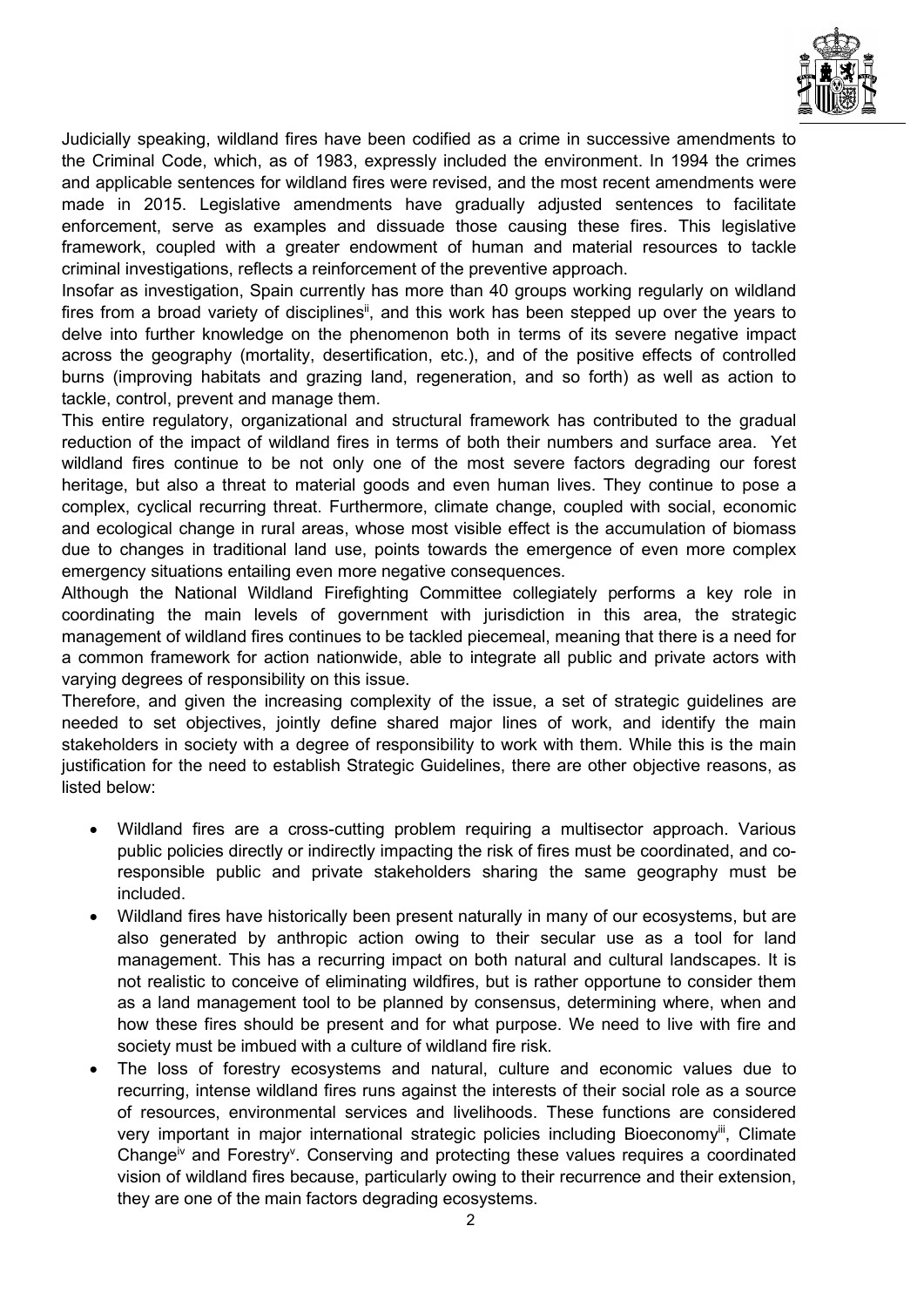Judicially speaking, wildland fires have been codified as a crime in successive amendments to the Criminal Code, which, as of 1983, expressly included the environment. In 1994 the crimes and applicable sentences for wildland fires were revised, and the most recent amendments were made in 2015. Legislative amendments have gradually adjusted sentences to facilitate enforcement, serve as examples and dissuade those causing these fires. This legislative framework, coupled with a greater endowment of human and material resources to tackle criminal investigations, reflects a reinforcement of the preventive approach.

Insofar as investigation, Spain currently has more than 40 groups working regularly on wildland fires from a broad variety of disciplines[ii], and this work has been stepped up over the years to delve into further knowledge on the phenomenon both in terms of its severe negative impact across the geography (mortality, desertification, etc.), and of the positive effects of controlled burns (improving habitats and grazing land, regeneration, and so forth) as well as action to tackle, control, prevent and manage them.

This entire regulatory, organizational and structural framework has contributed to the gradual reduction of the impact of wildland fires in terms of both their numbers and surface area. Yet wildland fires continue to be not only one of the most severe factors degrading our forest heritage, but also a threat to material goods and even human lives. They continue to pose a complex, cyclical recurring threat. Furthermore, climate change, coupled with social, economic and ecological change in rural areas, whose most visible effect is the accumulation of biomass due to changes in traditional land use, points towards the emergence of even more complex emergency situations entailing even more negative consequences.

Although the National Wildland Firefighting Committee collegiately performs a key role in coordinating the main levels of government with jurisdiction in this area, the strategic management of wildland fires continues to be tackled piecemeal, meaning that there is a need for a common framework for action nationwide, able to integrate all public and private actors with varying degrees of responsibility on this issue.

Therefore, and given the increasing complexity of the issue, a set of strategic guidelines are needed to set objectives, jointly define shared major lines of work, and identify the main stakeholders in society with a degree of responsibility to work with them. While this is the main justification for the need to establish Strategic Guidelines, there are other objective reasons, as listed below:

- Wildland fires are a cross-cutting problem requiring a multisector approach. Various public policies directly or indirectly impacting the risk of fires must be coordinated, and co-responsible public and private stakeholders sharing the same geography must be included.
- Wildland fires have historically been present naturally in many of our ecosystems, but are also generated by anthropic action owing to their secular use as a tool for land management. This has a recurring impact on both natural and cultural landscapes. It is not realistic to conceive of eliminating wildfires, but is rather opportune to consider them as a land management tool to be planned by consensus, determining where, when and how these fires should be present and for what purpose. We need to live with fire and society must be imbued with a culture of wildland fire risk.
- The loss of forestry ecosystems and natural, culture and economic values due to recurring, intense wildland fires runs against the interests of their social role as a source of resources, environmental services and livelihoods. These functions are considered very important in major international strategic policies including Bioeconomy[iii], Climate Change[iv] and Forestry[v]. Conserving and protecting these values requires a coordinated vision of wildland fires because, particularly owing to their recurrence and their extension, they are one of the main factors degrading ecosystems.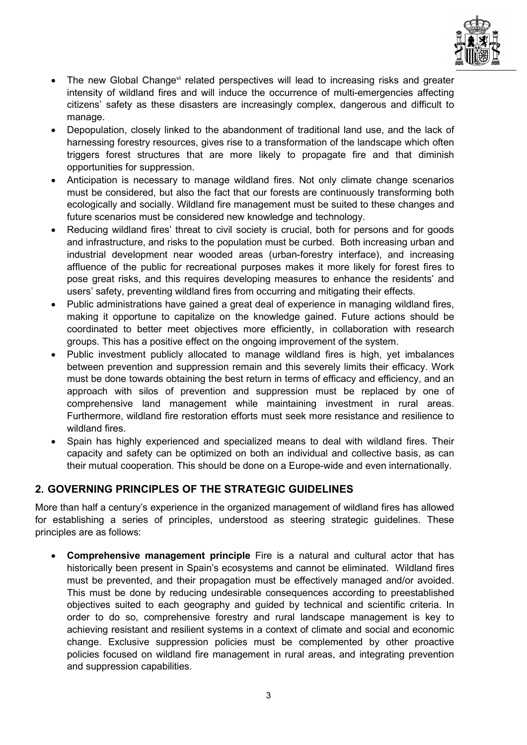- The new Global Change[vi] related perspectives will lead to increasing risks and greater intensity of wildland fires and will induce the occurrence of multi-emergencies affecting citizens' safety as these disasters are increasingly complex, dangerous and difficult to manage.
- Depopulation, closely linked to the abandonment of traditional land use, and the lack of harnessing forestry resources, gives rise to a transformation of the landscape which often triggers forest structures that are more likely to propagate fire and that diminish opportunities for suppression.
- Anticipation is necessary to manage wildland fires. Not only climate change scenarios must be considered, but also the fact that our forests are continuously transforming both ecologically and socially. Wildland fire management must be suited to these changes and future scenarios must be considered new knowledge and technology.
- Reducing wildland fires' threat to civil society is crucial, both for persons and for goods and infrastructure, and risks to the population must be curbed. Both increasing urban and industrial development near wooded areas (urban-forestry interface), and increasing affluence of the public for recreational purposes makes it more likely for forest fires to pose great risks, and this requires developing measures to enhance the residents' and users' safety, preventing wildland fires from occurring and mitigating their effects.
- Public administrations have gained a great deal of experience in managing wildland fires, making it opportune to capitalize on the knowledge gained. Future actions should be coordinated to better meet objectives more efficiently, in collaboration with research groups. This has a positive effect on the ongoing improvement of the system.
- Public investment publicly allocated to manage wildland fires is high, yet imbalances between prevention and suppression remain and this severely limits their efficacy. Work must be done towards obtaining the best return in terms of efficacy and efficiency, and an approach with silos of prevention and suppression must be replaced by one of comprehensive land management while maintaining investment in rural areas. Furthermore, wildland fire restoration efforts must seek more resistance and resilience to wildland fires.
- Spain has highly experienced and specialized means to deal with wildland fires. Their capacity and safety can be optimized on both an individual and collective basis, as can their mutual cooperation. This should be done on a Europe-wide and even internationally.

## 2. GOVERNING PRINCIPLES OF THE STRATEGIC GUIDELINES

More than half a century's experience in the organized management of wildland fires has allowed for establishing a series of principles, understood as steering strategic guidelines. These principles are as follows:

- **Comprehensive management principle** Fire is a natural and cultural actor that has historically been present in Spain's ecosystems and cannot be eliminated. Wildland fires must be prevented, and their propagation must be effectively managed and/or avoided. This must be done by reducing undesirable consequences according to preestablished objectives suited to each geography and guided by technical and scientific criteria. In order to do so, comprehensive forestry and rural landscape management is key to achieving resistant and resilient systems in a context of climate and social and economic change. Exclusive suppression policies must be complemented by other proactive policies focused on wildland fire management in rural areas, and integrating prevention and suppression capabilities.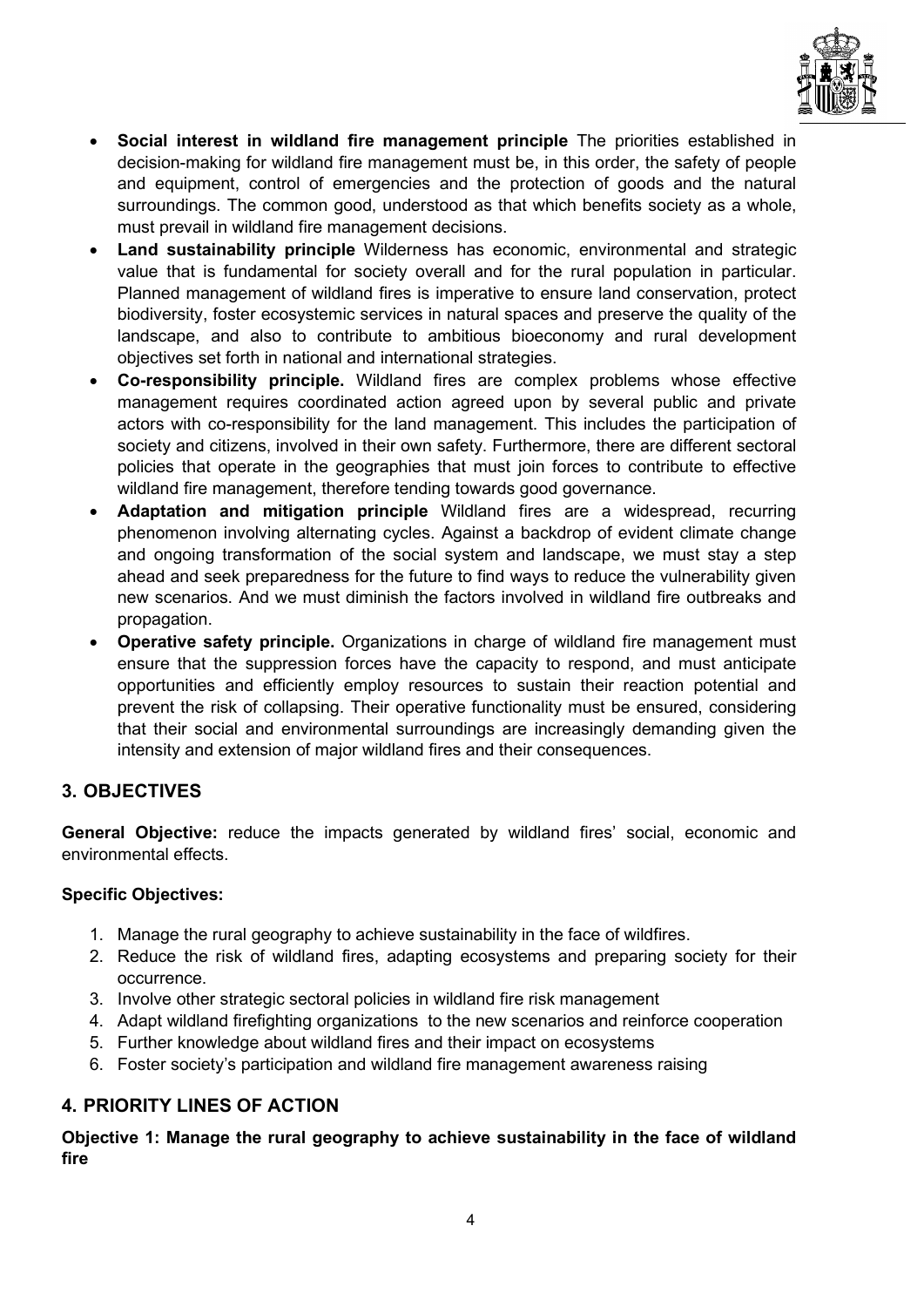- **Social interest in wildland fire management principle** The priorities established in decision-making for wildland fire management must be, in this order, the safety of people and equipment, control of emergencies and the protection of goods and the natural surroundings. The common good, understood as that which benefits society as a whole, must prevail in wildland fire management decisions.
- **Land sustainability principle** Wilderness has economic, environmental and strategic value that is fundamental for society overall and for the rural population in particular. Planned management of wildland fires is imperative to ensure land conservation, protect biodiversity, foster ecosystemic services in natural spaces and preserve the quality of the landscape, and also to contribute to ambitious bioeconomy and rural development objectives set forth in national and international strategies.
- **Co-responsibility principle.** Wildland fires are complex problems whose effective management requires coordinated action agreed upon by several public and private actors with co-responsibility for the land management. This includes the participation of society and citizens, involved in their own safety. Furthermore, there are different sectoral policies that operate in the geographies that must join forces to contribute to effective wildland fire management, therefore tending towards good governance.
- **Adaptation and mitigation principle** Wildland fires are a widespread, recurring phenomenon involving alternating cycles. Against a backdrop of evident climate change and ongoing transformation of the social system and landscape, we must stay a step ahead and seek preparedness for the future to find ways to reduce the vulnerability given new scenarios. And we must diminish the factors involved in wildland fire outbreaks and propagation.
- **Operative safety principle.** Organizations in charge of wildland fire management must ensure that the suppression forces have the capacity to respond, and must anticipate opportunities and efficiently employ resources to sustain their reaction potential and prevent the risk of collapsing. Their operative functionality must be ensured, considering that their social and environmental surroundings are increasingly demanding given the intensity and extension of major wildland fires and their consequences.

## 3. OBJECTIVES

**General Objective:** reduce the impacts generated by wildland fires' social, economic and environmental effects.

**Specific Objectives:**

1. Manage the rural geography to achieve sustainability in the face of wildfires.
2. Reduce the risk of wildland fires, adapting ecosystems and preparing society for their occurrence.
3. Involve other strategic sectoral policies in wildland fire risk management
4. Adapt wildland firefighting organizations to the new scenarios and reinforce cooperation
5. Further knowledge about wildland fires and their impact on ecosystems
6. Foster society's participation and wildland fire management awareness raising

## 4. PRIORITY LINES OF ACTION

**Objective 1: Manage the rural geography to achieve sustainability in the face of wildland fire**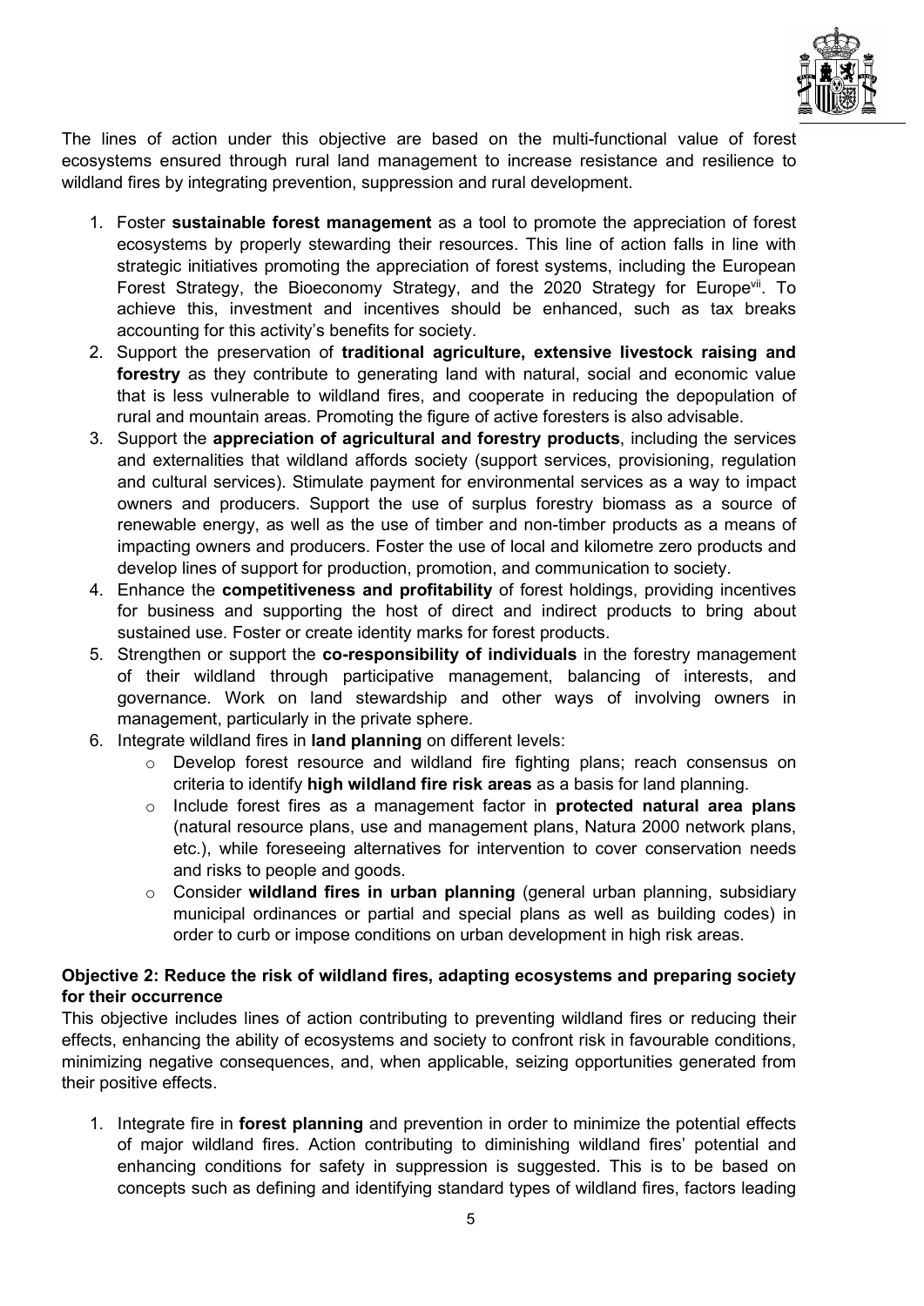The lines of action under this objective are based on the multi-functional value of forest ecosystems ensured through rural land management to increase resistance and resilience to wildland fires by integrating prevention, suppression and rural development.

1. Foster **sustainable forest management** as a tool to promote the appreciation of forest ecosystems by properly stewarding their resources. This line of action falls in line with strategic initiatives promoting the appreciation of forest systems, including the European Forest Strategy, the Bioeconomy Strategy, and the 2020 Strategy for Europe[vii]. To achieve this, investment and incentives should be enhanced, such as tax breaks accounting for this activity's benefits for society.
2. Support the preservation of **traditional agriculture, extensive livestock raising and forestry** as they contribute to generating land with natural, social and economic value that is less vulnerable to wildland fires, and cooperate in reducing the depopulation of rural and mountain areas. Promoting the figure of active foresters is also advisable.
3. Support the **appreciation of agricultural and forestry products**, including the services and externalities that wildland affords society (support services, provisioning, regulation and cultural services). Stimulate payment for environmental services as a way to impact owners and producers. Support the use of surplus forestry biomass as a source of renewable energy, as well as the use of timber and non-timber products as a means of impacting owners and producers. Foster the use of local and kilometre zero products and develop lines of support for production, promotion, and communication to society.
4. Enhance the **competitiveness and profitability** of forest holdings, providing incentives for business and supporting the host of direct and indirect products to bring about sustained use. Foster or create identity marks for forest products.
5. Strengthen or support the **co-responsibility of individuals** in the forestry management of their wildland through participative management, balancing of interests, and governance. Work on land stewardship and other ways of involving owners in management, particularly in the private sphere.
6. Integrate wildland fires in **land planning** on different levels:
   - Develop forest resource and wildland fire fighting plans; reach consensus on criteria to identify **high wildland fire risk areas** as a basis for land planning.
   - Include forest fires as a management factor in **protected natural area plans** (natural resource plans, use and management plans, Natura 2000 network plans, etc.), while foreseeing alternatives for intervention to cover conservation needs and risks to people and goods.
   - Consider **wildland fires in urban planning** (general urban planning, subsidiary municipal ordinances or partial and special plans as well as building codes) in order to curb or impose conditions on urban development in high risk areas.

**Objective 2: Reduce the risk of wildland fires, adapting ecosystems and preparing society for their occurrence**

This objective includes lines of action contributing to preventing wildland fires or reducing their effects, enhancing the ability of ecosystems and society to confront risk in favourable conditions, minimizing negative consequences, and, when applicable, seizing opportunities generated from their positive effects.

1. Integrate fire in **forest planning** and prevention in order to minimize the potential effects of major wildland fires. Action contributing to diminishing wildland fires' potential and enhancing conditions for safety in suppression is suggested. This is to be based on concepts such as defining and identifying standard types of wildland fires, factors leading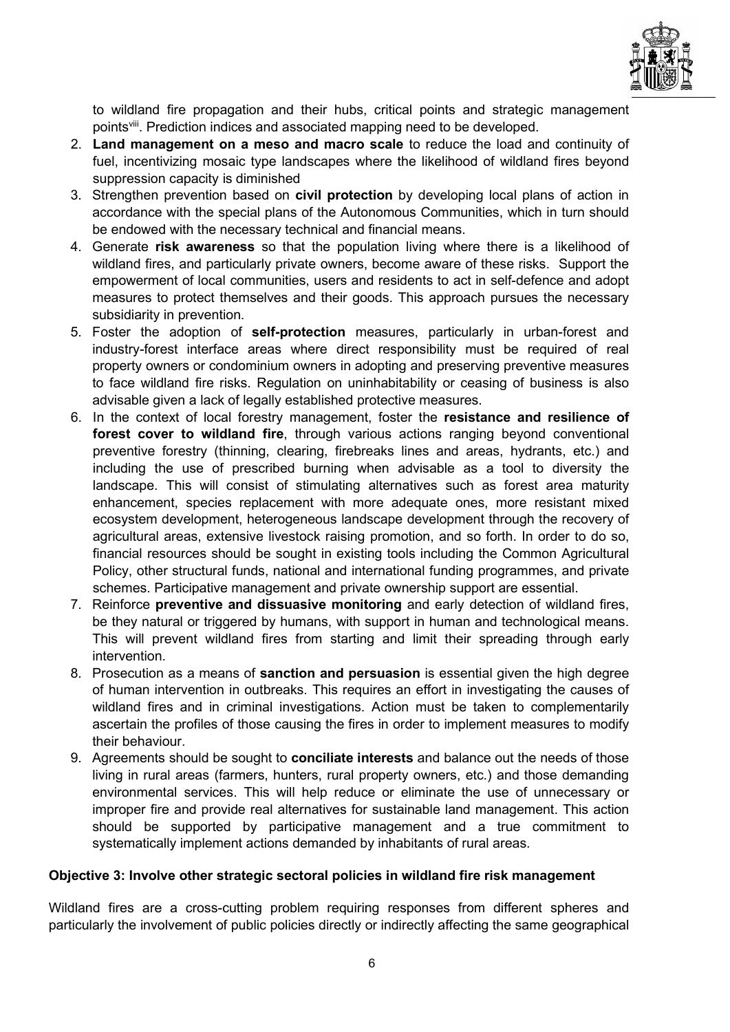to wildland fire propagation and their hubs, critical points and strategic management points[viii]. Prediction indices and associated mapping need to be developed.

2. **Land management on a meso and macro scale** to reduce the load and continuity of fuel, incentivizing mosaic type landscapes where the likelihood of wildland fires beyond suppression capacity is diminished
3. Strengthen prevention based on **civil protection** by developing local plans of action in accordance with the special plans of the Autonomous Communities, which in turn should be endowed with the necessary technical and financial means.
4. Generate **risk awareness** so that the population living where there is a likelihood of wildland fires, and particularly private owners, become aware of these risks. Support the empowerment of local communities, users and residents to act in self-defence and adopt measures to protect themselves and their goods. This approach pursues the necessary subsidiarity in prevention.
5. Foster the adoption of **self-protection** measures, particularly in urban-forest and industry-forest interface areas where direct responsibility must be required of real property owners or condominium owners in adopting and preserving preventive measures to face wildland fire risks. Regulation on uninhabitability or ceasing of business is also advisable given a lack of legally established protective measures.
6. In the context of local forestry management, foster the **resistance and resilience of forest cover to wildland fire**, through various actions ranging beyond conventional preventive forestry (thinning, clearing, firebreaks lines and areas, hydrants, etc.) and including the use of prescribed burning when advisable as a tool to diversity the landscape. This will consist of stimulating alternatives such as forest area maturity enhancement, species replacement with more adequate ones, more resistant mixed ecosystem development, heterogeneous landscape development through the recovery of agricultural areas, extensive livestock raising promotion, and so forth. In order to do so, financial resources should be sought in existing tools including the Common Agricultural Policy, other structural funds, national and international funding programmes, and private schemes. Participative management and private ownership support are essential.
7. Reinforce **preventive and dissuasive monitoring** and early detection of wildland fires, be they natural or triggered by humans, with support in human and technological means. This will prevent wildland fires from starting and limit their spreading through early intervention.
8. Prosecution as a means of **sanction and persuasion** is essential given the high degree of human intervention in outbreaks. This requires an effort in investigating the causes of wildland fires and in criminal investigations. Action must be taken to complementarily ascertain the profiles of those causing the fires in order to implement measures to modify their behaviour.
9. Agreements should be sought to **conciliate interests** and balance out the needs of those living in rural areas (farmers, hunters, rural property owners, etc.) and those demanding environmental services. This will help reduce or eliminate the use of unnecessary or improper fire and provide real alternatives for sustainable land management. This action should be supported by participative management and a true commitment to systematically implement actions demanded by inhabitants of rural areas.

**Objective 3: Involve other strategic sectoral policies in wildland fire risk management**

Wildland fires are a cross-cutting problem requiring responses from different spheres and particularly the involvement of public policies directly or indirectly affecting the same geographical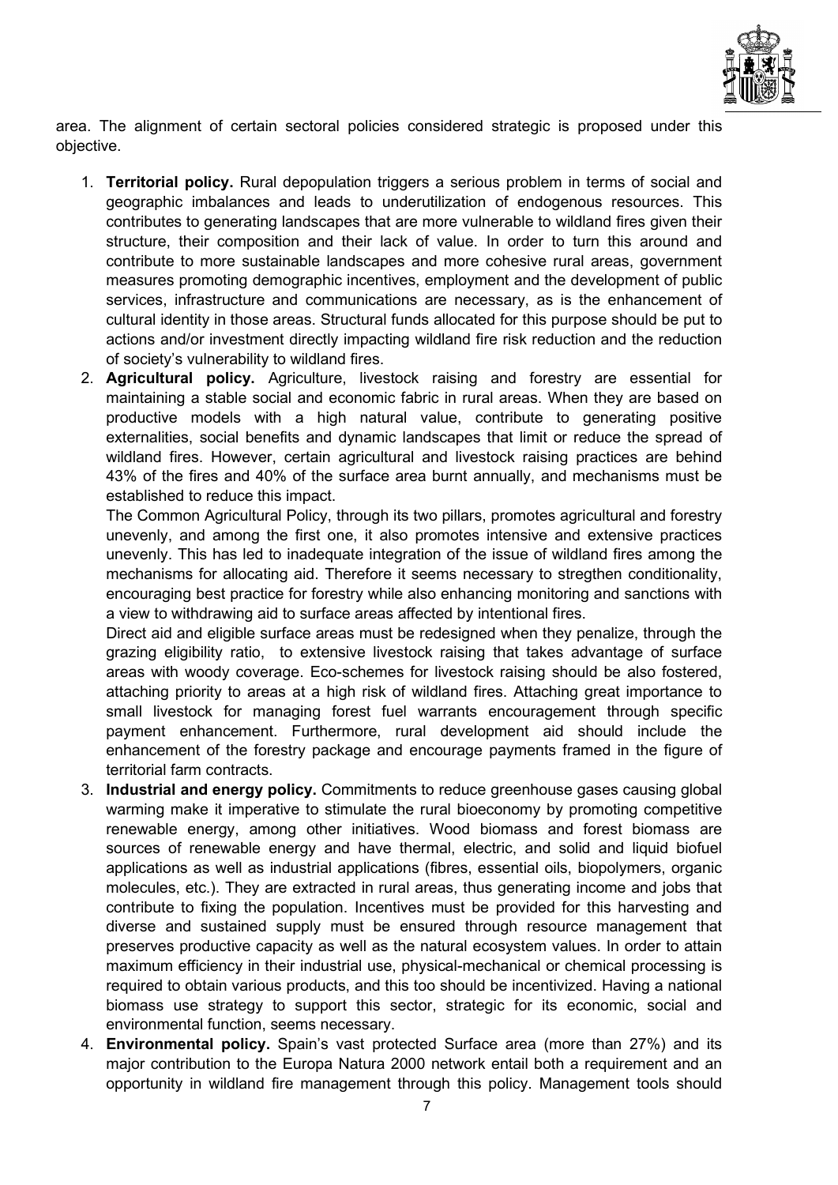area. The alignment of certain sectoral policies considered strategic is proposed under this objective.

1. **Territorial policy.** Rural depopulation triggers a serious problem in terms of social and geographic imbalances and leads to underutilization of endogenous resources. This contributes to generating landscapes that are more vulnerable to wildland fires given their structure, their composition and their lack of value. In order to turn this around and contribute to more sustainable landscapes and more cohesive rural areas, government measures promoting demographic incentives, employment and the development of public services, infrastructure and communications are necessary, as is the enhancement of cultural identity in those areas. Structural funds allocated for this purpose should be put to actions and/or investment directly impacting wildland fire risk reduction and the reduction of society's vulnerability to wildland fires.
2. **Agricultural policy.** Agriculture, livestock raising and forestry are essential for maintaining a stable social and economic fabric in rural areas. When they are based on productive models with a high natural value, contribute to generating positive externalities, social benefits and dynamic landscapes that limit or reduce the spread of wildland fires. However, certain agricultural and livestock raising practices are behind 43% of the fires and 40% of the surface area burnt annually, and mechanisms must be established to reduce this impact.

   The Common Agricultural Policy, through its two pillars, promotes agricultural and forestry unevenly, and among the first one, it also promotes intensive and extensive practices unevenly. This has led to inadequate integration of the issue of wildland fires among the mechanisms for allocating aid. Therefore it seems necessary to stregthen conditionality, encouraging best practice for forestry while also enhancing monitoring and sanctions with a view to withdrawing aid to surface areas affected by intentional fires.

   Direct aid and eligible surface areas must be redesigned when they penalize, through the grazing eligibility ratio, to extensive livestock raising that takes advantage of surface areas with woody coverage. Eco-schemes for livestock raising should be also fostered, attaching priority to areas at a high risk of wildland fires. Attaching great importance to small livestock for managing forest fuel warrants encouragement through specific payment enhancement. Furthermore, rural development aid should include the enhancement of the forestry package and encourage payments framed in the figure of territorial farm contracts.
3. **Industrial and energy policy.** Commitments to reduce greenhouse gases causing global warming make it imperative to stimulate the rural bioeconomy by promoting competitive renewable energy, among other initiatives. Wood biomass and forest biomass are sources of renewable energy and have thermal, electric, and solid and liquid biofuel applications as well as industrial applications (fibres, essential oils, biopolymers, organic molecules, etc.). They are extracted in rural areas, thus generating income and jobs that contribute to fixing the population. Incentives must be provided for this harvesting and diverse and sustained supply must be ensured through resource management that preserves productive capacity as well as the natural ecosystem values. In order to attain maximum efficiency in their industrial use, physical-mechanical or chemical processing is required to obtain various products, and this too should be incentivized. Having a national biomass use strategy to support this sector, strategic for its economic, social and environmental function, seems necessary.
4. **Environmental policy.** Spain's vast protected Surface area (more than 27%) and its major contribution to the Europa Natura 2000 network entail both a requirement and an opportunity in wildland fire management through this policy. Management tools should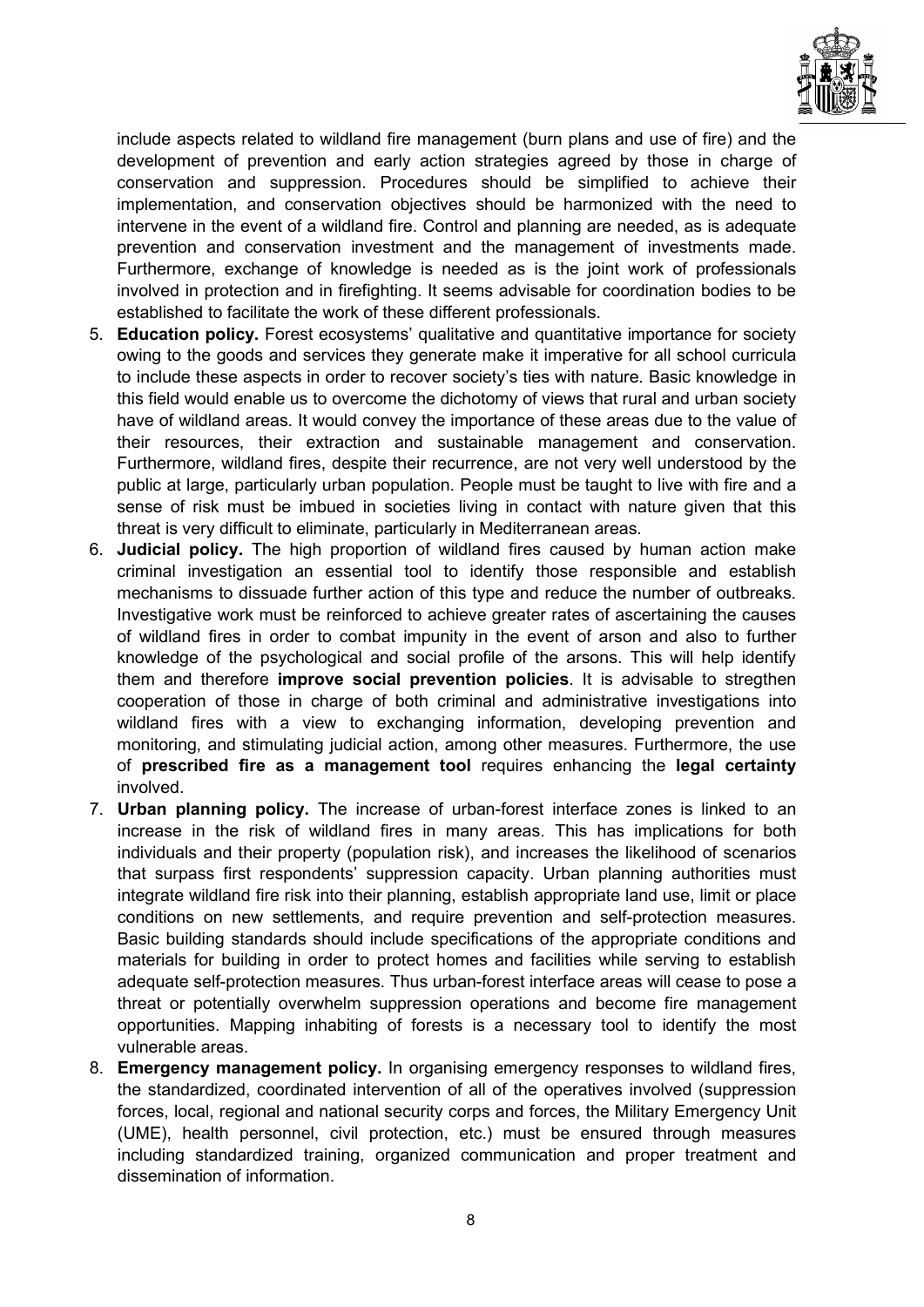include aspects related to wildland fire management (burn plans and use of fire) and the development of prevention and early action strategies agreed by those in charge of conservation and suppression. Procedures should be simplified to achieve their implementation, and conservation objectives should be harmonized with the need to intervene in the event of a wildland fire. Control and planning are needed, as is adequate prevention and conservation investment and the management of investments made. Furthermore, exchange of knowledge is needed as is the joint work of professionals involved in protection and in firefighting. It seems advisable for coordination bodies to be established to facilitate the work of these different professionals.

5. **Education policy.** Forest ecosystems' qualitative and quantitative importance for society owing to the goods and services they generate make it imperative for all school curricula to include these aspects in order to recover society's ties with nature. Basic knowledge in this field would enable us to overcome the dichotomy of views that rural and urban society have of wildland areas. It would convey the importance of these areas due to the value of their resources, their extraction and sustainable management and conservation. Furthermore, wildland fires, despite their recurrence, are not very well understood by the public at large, particularly urban population. People must be taught to live with fire and a sense of risk must be imbued in societies living in contact with nature given that this threat is very difficult to eliminate, particularly in Mediterranean areas.
6. **Judicial policy.** The high proportion of wildland fires caused by human action make criminal investigation an essential tool to identify those responsible and establish mechanisms to dissuade further action of this type and reduce the number of outbreaks. Investigative work must be reinforced to achieve greater rates of ascertaining the causes of wildland fires in order to combat impunity in the event of arson and also to further knowledge of the psychological and social profile of the arsons. This will help identify them and therefore **improve social prevention policies**. It is advisable to stregthen cooperation of those in charge of both criminal and administrative investigations into wildland fires with a view to exchanging information, developing prevention and monitoring, and stimulating judicial action, among other measures. Furthermore, the use of **prescribed fire as a management tool** requires enhancing the **legal certainty** involved.
7. **Urban planning policy.** The increase of urban-forest interface zones is linked to an increase in the risk of wildland fires in many areas. This has implications for both individuals and their property (population risk), and increases the likelihood of scenarios that surpass first respondents' suppression capacity. Urban planning authorities must integrate wildland fire risk into their planning, establish appropriate land use, limit or place conditions on new settlements, and require prevention and self-protection measures. Basic building standards should include specifications of the appropriate conditions and materials for building in order to protect homes and facilities while serving to establish adequate self-protection measures. Thus urban-forest interface areas will cease to pose a threat or potentially overwhelm suppression operations and become fire management opportunities. Mapping inhabiting of forests is a necessary tool to identify the most vulnerable areas.
8. **Emergency management policy.** In organising emergency responses to wildland fires, the standardized, coordinated intervention of all of the operatives involved (suppression forces, local, regional and national security corps and forces, the Military Emergency Unit (UME), health personnel, civil protection, etc.) must be ensured through measures including standardized training, organized communication and proper treatment and dissemination of information.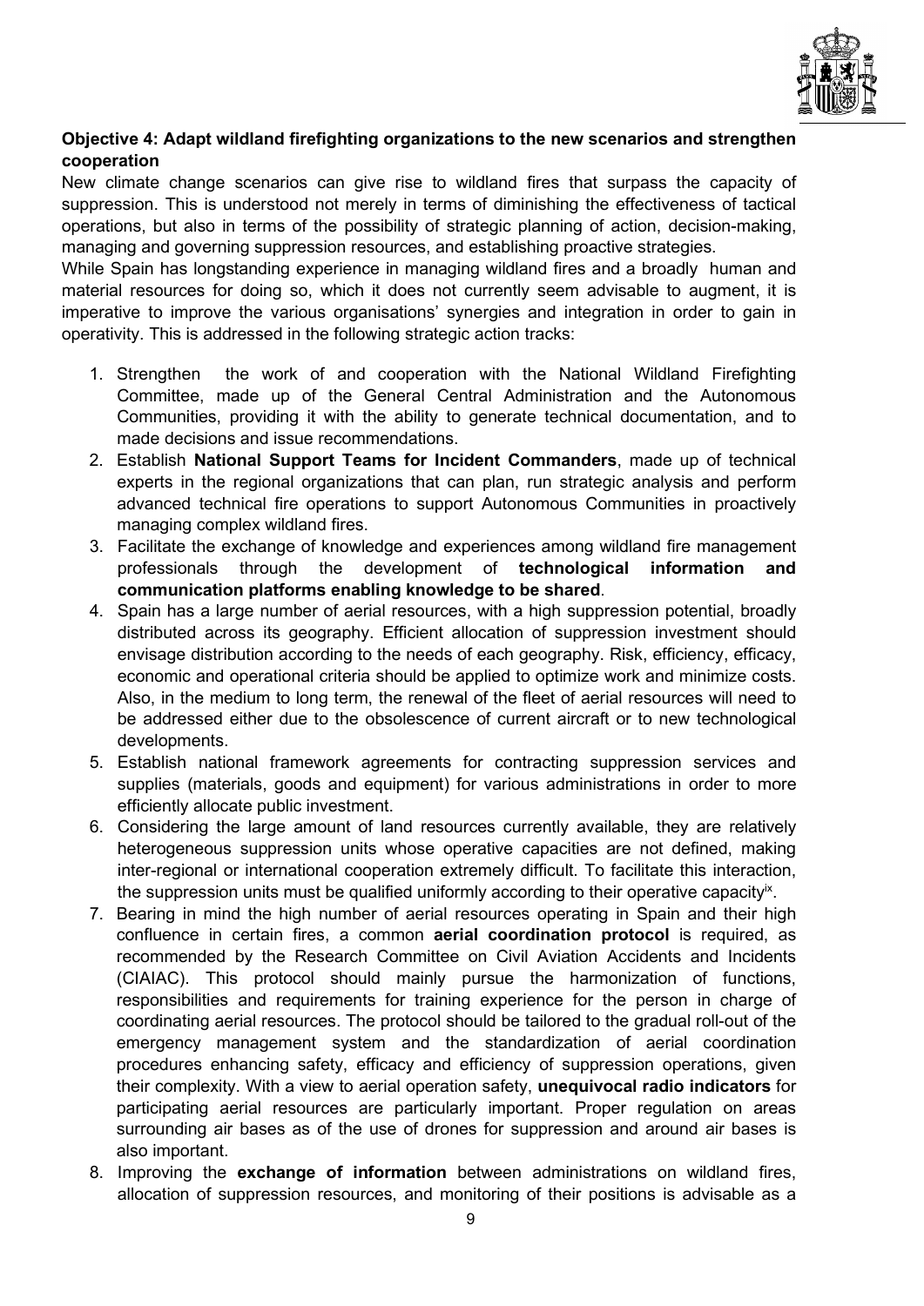**Objective 4: Adapt wildland firefighting organizations to the new scenarios and strengthen cooperation**

New climate change scenarios can give rise to wildland fires that surpass the capacity of suppression. This is understood not merely in terms of diminishing the effectiveness of tactical operations, but also in terms of the possibility of strategic planning of action, decision-making, managing and governing suppression resources, and establishing proactive strategies.

While Spain has longstanding experience in managing wildland fires and a broadly human and material resources for doing so, which it does not currently seem advisable to augment, it is imperative to improve the various organisations' synergies and integration in order to gain in operativity. This is addressed in the following strategic action tracks:

1. Strengthen the work of and cooperation with the National Wildland Firefighting Committee, made up of the General Central Administration and the Autonomous Communities, providing it with the ability to generate technical documentation, and to made decisions and issue recommendations.
2. Establish **National Support Teams for Incident Commanders**, made up of technical experts in the regional organizations that can plan, run strategic analysis and perform advanced technical fire operations to support Autonomous Communities in proactively managing complex wildland fires.
3. Facilitate the exchange of knowledge and experiences among wildland fire management professionals through the development of **technological information and communication platforms enabling knowledge to be shared**.
4. Spain has a large number of aerial resources, with a high suppression potential, broadly distributed across its geography. Efficient allocation of suppression investment should envisage distribution according to the needs of each geography. Risk, efficiency, efficacy, economic and operational criteria should be applied to optimize work and minimize costs. Also, in the medium to long term, the renewal of the fleet of aerial resources will need to be addressed either due to the obsolescence of current aircraft or to new technological developments.
5. Establish national framework agreements for contracting suppression services and supplies (materials, goods and equipment) for various administrations in order to more efficiently allocate public investment.
6. Considering the large amount of land resources currently available, they are relatively heterogeneous suppression units whose operative capacities are not defined, making inter-regional or international cooperation extremely difficult. To facilitate this interaction, the suppression units must be qualified uniformly according to their operative capacity[ix].
7. Bearing in mind the high number of aerial resources operating in Spain and their high confluence in certain fires, a common **aerial coordination protocol** is required, as recommended by the Research Committee on Civil Aviation Accidents and Incidents (CIAIAC). This protocol should mainly pursue the harmonization of functions, responsibilities and requirements for training experience for the person in charge of coordinating aerial resources. The protocol should be tailored to the gradual roll-out of the emergency management system and the standardization of aerial coordination procedures enhancing safety, efficacy and efficiency of suppression operations, given their complexity. With a view to aerial operation safety, **unequivocal radio indicators** for participating aerial resources are particularly important. Proper regulation on areas surrounding air bases as of the use of drones for suppression and around air bases is also important.
8. Improving the **exchange of information** between administrations on wildland fires, allocation of suppression resources, and monitoring of their positions is advisable as a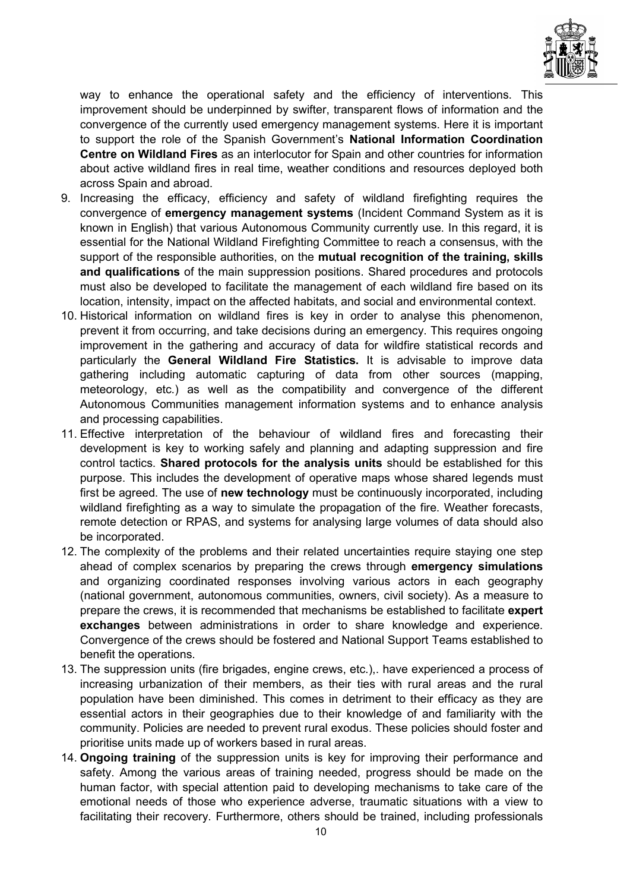way to enhance the operational safety and the efficiency of interventions. This improvement should be underpinned by swifter, transparent flows of information and the convergence of the currently used emergency management systems. Here it is important to support the role of the Spanish Government's **National Information Coordination Centre on Wildland Fires** as an interlocutor for Spain and other countries for information about active wildland fires in real time, weather conditions and resources deployed both across Spain and abroad.

9. Increasing the efficacy, efficiency and safety of wildland firefighting requires the convergence of **emergency management systems** (Incident Command System as it is known in English) that various Autonomous Community currently use. In this regard, it is essential for the National Wildland Firefighting Committee to reach a consensus, with the support of the responsible authorities, on the **mutual recognition of the training, skills and qualifications** of the main suppression positions. Shared procedures and protocols must also be developed to facilitate the management of each wildland fire based on its location, intensity, impact on the affected habitats, and social and environmental context.
10. Historical information on wildland fires is key in order to analyse this phenomenon, prevent it from occurring, and take decisions during an emergency. This requires ongoing improvement in the gathering and accuracy of data for wildfire statistical records and particularly the **General Wildland Fire Statistics.** It is advisable to improve data gathering including automatic capturing of data from other sources (mapping, meteorology, etc.) as well as the compatibility and convergence of the different Autonomous Communities management information systems and to enhance analysis and processing capabilities.
11. Effective interpretation of the behaviour of wildland fires and forecasting their development is key to working safely and planning and adapting suppression and fire control tactics. **Shared protocols for the analysis units** should be established for this purpose. This includes the development of operative maps whose shared legends must first be agreed. The use of **new technology** must be continuously incorporated, including wildland firefighting as a way to simulate the propagation of the fire. Weather forecasts, remote detection or RPAS, and systems for analysing large volumes of data should also be incorporated.
12. The complexity of the problems and their related uncertainties require staying one step ahead of complex scenarios by preparing the crews through **emergency simulations** and organizing coordinated responses involving various actors in each geography (national government, autonomous communities, owners, civil society). As a measure to prepare the crews, it is recommended that mechanisms be established to facilitate **expert exchanges** between administrations in order to share knowledge and experience. Convergence of the crews should be fostered and National Support Teams established to benefit the operations.
13. The suppression units (fire brigades, engine crews, etc.),. have experienced a process of increasing urbanization of their members, as their ties with rural areas and the rural population have been diminished. This comes in detriment to their efficacy as they are essential actors in their geographies due to their knowledge of and familiarity with the community. Policies are needed to prevent rural exodus. These policies should foster and prioritise units made up of workers based in rural areas.
14. **Ongoing training** of the suppression units is key for improving their performance and safety. Among the various areas of training needed, progress should be made on the human factor, with special attention paid to developing mechanisms to take care of the emotional needs of those who experience adverse, traumatic situations with a view to facilitating their recovery. Furthermore, others should be trained, including professionals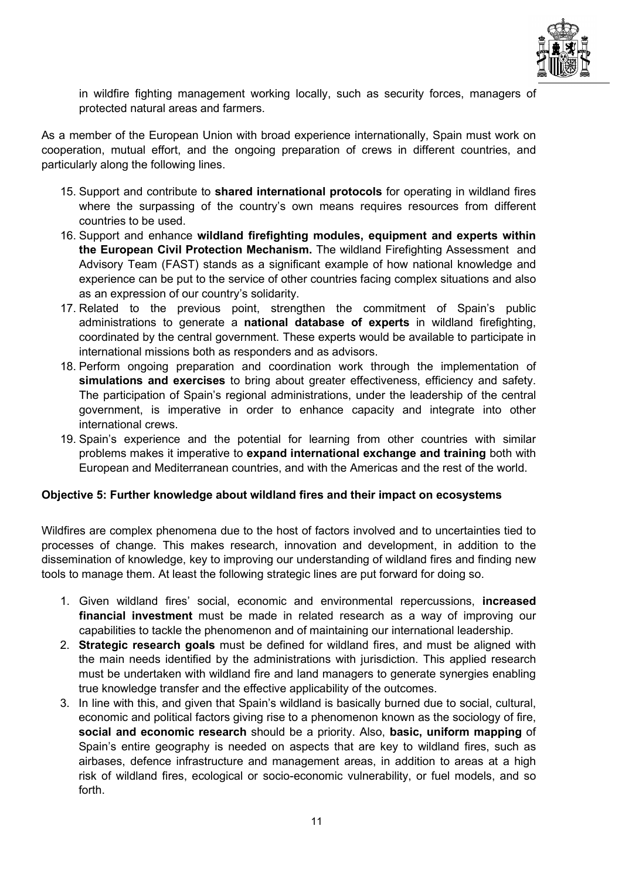in wildfire fighting management working locally, such as security forces, managers of protected natural areas and farmers.

As a member of the European Union with broad experience internationally, Spain must work on cooperation, mutual effort, and the ongoing preparation of crews in different countries, and particularly along the following lines.

15. Support and contribute to **shared international protocols** for operating in wildland fires where the surpassing of the country's own means requires resources from different countries to be used.
16. Support and enhance **wildland firefighting modules, equipment and experts within the European Civil Protection Mechanism.** The wildland Firefighting Assessment and Advisory Team (FAST) stands as a significant example of how national knowledge and experience can be put to the service of other countries facing complex situations and also as an expression of our country's solidarity.
17. Related to the previous point, strengthen the commitment of Spain's public administrations to generate a **national database of experts** in wildland firefighting, coordinated by the central government. These experts would be available to participate in international missions both as responders and as advisors.
18. Perform ongoing preparation and coordination work through the implementation of **simulations and exercises** to bring about greater effectiveness, efficiency and safety. The participation of Spain's regional administrations, under the leadership of the central government, is imperative in order to enhance capacity and integrate into other international crews.
19. Spain's experience and the potential for learning from other countries with similar problems makes it imperative to **expand international exchange and training** both with European and Mediterranean countries, and with the Americas and the rest of the world.

**Objective 5: Further knowledge about wildland fires and their impact on ecosystems**

Wildfires are complex phenomena due to the host of factors involved and to uncertainties tied to processes of change. This makes research, innovation and development, in addition to the dissemination of knowledge, key to improving our understanding of wildland fires and finding new tools to manage them. At least the following strategic lines are put forward for doing so.

1. Given wildland fires' social, economic and environmental repercussions, **increased financial investment** must be made in related research as a way of improving our capabilities to tackle the phenomenon and of maintaining our international leadership.
2. **Strategic research goals** must be defined for wildland fires, and must be aligned with the main needs identified by the administrations with jurisdiction. This applied research must be undertaken with wildland fire and land managers to generate synergies enabling true knowledge transfer and the effective applicability of the outcomes.
3. In line with this, and given that Spain's wildland is basically burned due to social, cultural, economic and political factors giving rise to a phenomenon known as the sociology of fire, **social and economic research** should be a priority. Also, **basic, uniform mapping** of Spain's entire geography is needed on aspects that are key to wildland fires, such as airbases, defence infrastructure and management areas, in addition to areas at a high risk of wildland fires, ecological or socio-economic vulnerability, or fuel models, and so forth.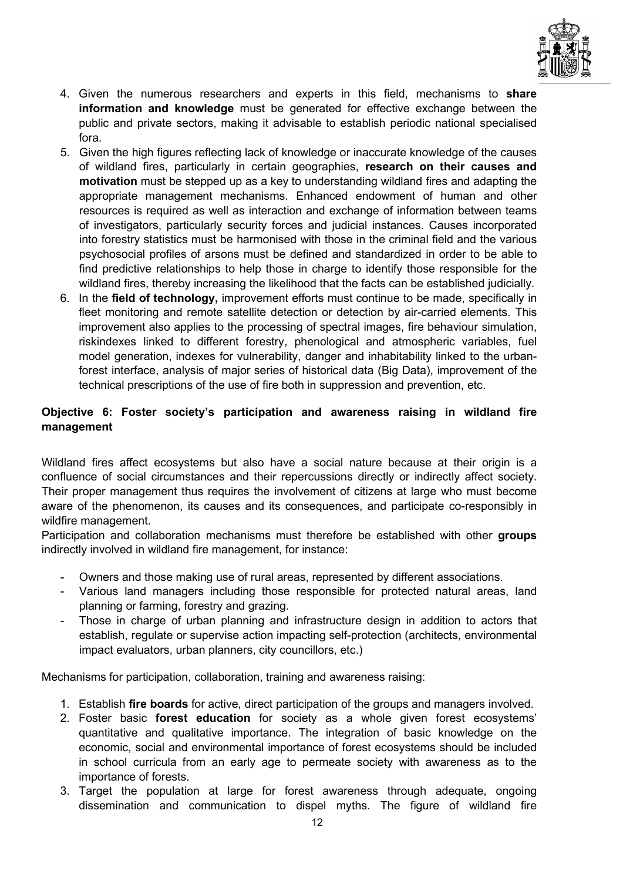4. Given the numerous researchers and experts in this field, mechanisms to **share information and knowledge** must be generated for effective exchange between the public and private sectors, making it advisable to establish periodic national specialised fora.
5. Given the high figures reflecting lack of knowledge or inaccurate knowledge of the causes of wildland fires, particularly in certain geographies, **research on their causes and motivation** must be stepped up as a key to understanding wildland fires and adapting the appropriate management mechanisms. Enhanced endowment of human and other resources is required as well as interaction and exchange of information between teams of investigators, particularly security forces and judicial instances. Causes incorporated into forestry statistics must be harmonised with those in the criminal field and the various psychosocial profiles of arsons must be defined and standardized in order to be able to find predictive relationships to help those in charge to identify those responsible for the wildland fires, thereby increasing the likelihood that the facts can be established judicially.
6. In the **field of technology,** improvement efforts must continue to be made, specifically in fleet monitoring and remote satellite detection or detection by air-carried elements. This improvement also applies to the processing of spectral images, fire behaviour simulation, riskindexes linked to different forestry, phenological and atmospheric variables, fuel model generation, indexes for vulnerability, danger and inhabitability linked to the urban-forest interface, analysis of major series of historical data (Big Data), improvement of the technical prescriptions of the use of fire both in suppression and prevention, etc.

**Objective 6: Foster society's participation and awareness raising in wildland fire management**

Wildland fires affect ecosystems but also have a social nature because at their origin is a confluence of social circumstances and their repercussions directly or indirectly affect society. Their proper management thus requires the involvement of citizens at large who must become aware of the phenomenon, its causes and its consequences, and participate co-responsibly in wildfire management.

Participation and collaboration mechanisms must therefore be established with other **groups** indirectly involved in wildland fire management, for instance:

- Owners and those making use of rural areas, represented by different associations.
- Various land managers including those responsible for protected natural areas, land planning or farming, forestry and grazing.
- Those in charge of urban planning and infrastructure design in addition to actors that establish, regulate or supervise action impacting self-protection (architects, environmental impact evaluators, urban planners, city councillors, etc.)

Mechanisms for participation, collaboration, training and awareness raising:

1. Establish **fire boards** for active, direct participation of the groups and managers involved.
2. Foster basic **forest education** for society as a whole given forest ecosystems' quantitative and qualitative importance. The integration of basic knowledge on the economic, social and environmental importance of forest ecosystems should be included in school curricula from an early age to permeate society with awareness as to the importance of forests.
3. Target the population at large for forest awareness through adequate, ongoing dissemination and communication to dispel myths. The figure of wildland fire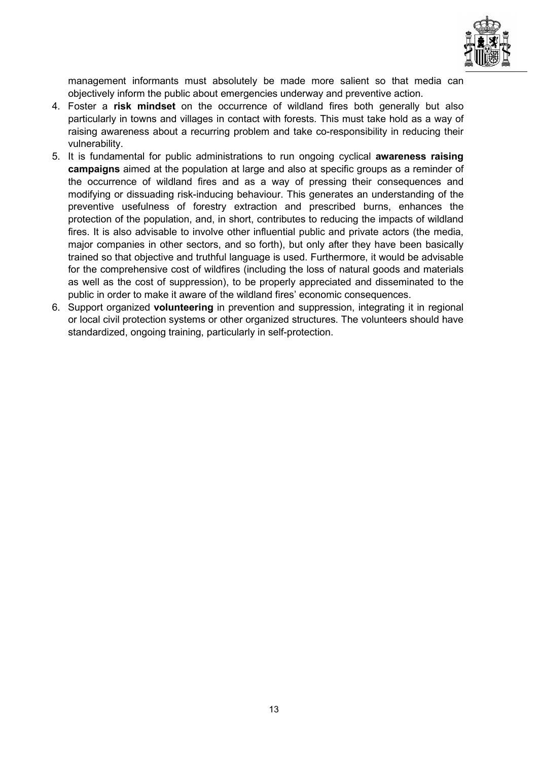management informants must absolutely be made more salient so that media can objectively inform the public about emergencies underway and preventive action.

4. Foster a **risk mindset** on the occurrence of wildland fires both generally but also particularly in towns and villages in contact with forests. This must take hold as a way of raising awareness about a recurring problem and take co-responsibility in reducing their vulnerability.
5. It is fundamental for public administrations to run ongoing cyclical **awareness raising campaigns** aimed at the population at large and also at specific groups as a reminder of the occurrence of wildland fires and as a way of pressing their consequences and modifying or dissuading risk-inducing behaviour. This generates an understanding of the preventive usefulness of forestry extraction and prescribed burns, enhances the protection of the population, and, in short, contributes to reducing the impacts of wildland fires. It is also advisable to involve other influential public and private actors (the media, major companies in other sectors, and so forth), but only after they have been basically trained so that objective and truthful language is used. Furthermore, it would be advisable for the comprehensive cost of wildfires (including the loss of natural goods and materials as well as the cost of suppression), to be properly appreciated and disseminated to the public in order to make it aware of the wildland fires' economic consequences.
6. Support organized **volunteering** in prevention and suppression, integrating it in regional or local civil protection systems or other organized structures. The volunteers should have standardized, ongoing training, particularly in self-protection.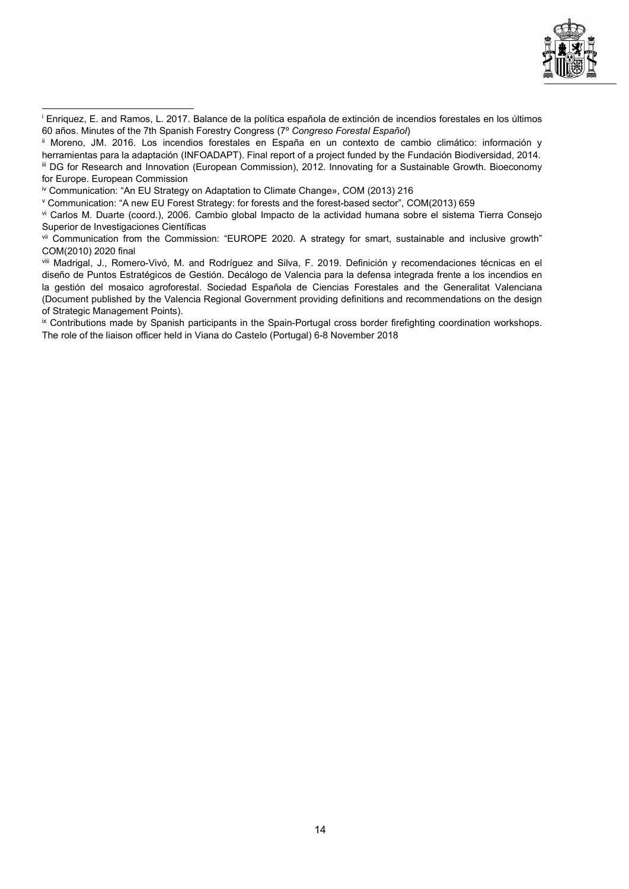[i] Enriquez, E. and Ramos, L. 2017. Balance de la política española de extinción de incendios forestales en los últimos 60 años. Minutes of the 7th Spanish Forestry Congress (7º *Congreso Forestal Español*)

[ii] Moreno, JM. 2016. Los incendios forestales en España en un contexto de cambio climático: información y herramientas para la adaptación (INFOADAPT). Final report of a project funded by the Fundación Biodiversidad, 2014.

[iii] DG for Research and Innovation (European Commission), 2012. Innovating for a Sustainable Growth. Bioeconomy for Europe. European Commission

[iv] Communication: "An EU Strategy on Adaptation to Climate Change», COM (2013) 216

[v] Communication: "A new EU Forest Strategy: for forests and the forest-based sector", COM(2013) 659

[vi] Carlos M. Duarte (coord.), 2006. Cambio global Impacto de la actividad humana sobre el sistema Tierra Consejo Superior de Investigaciones Científicas

[vii] Communication from the Commission: "EUROPE 2020. A strategy for smart, sustainable and inclusive growth" COM(2010) 2020 final

[viii] Madrigal, J., Romero-Vivó, M. and Rodríguez and Silva, F. 2019. Definición y recomendaciones técnicas en el diseño de Puntos Estratégicos de Gestión. Decálogo de Valencia para la defensa integrada frente a los incendios en la gestión del mosaico agroforestal. Sociedad Española de Ciencias Forestales and the Generalitat Valenciana (Document published by the Valencia Regional Government providing definitions and recommendations on the design of Strategic Management Points).

[ix] Contributions made by Spanish participants in the Spain-Portugal cross border firefighting coordination workshops. The role of the liaison officer held in Viana do Castelo (Portugal) 6-8 November 2018